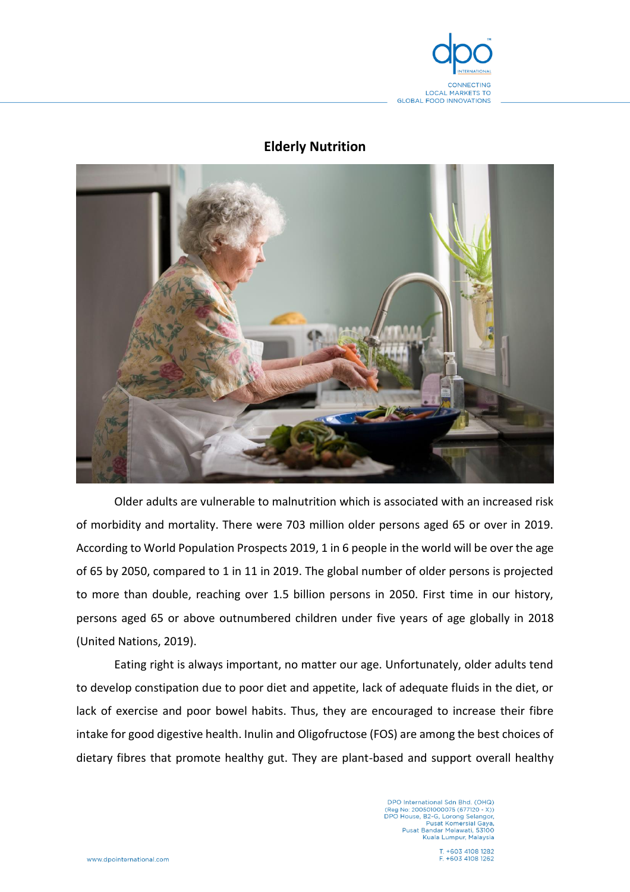# Elderly Nutrition

Older adults are vulnerable to malnutrition which is associated with an increased risk of morbidity and mortality. There were 703 million older persons aged 65 or over in 2019. According to World Population Prospects 2019, 1 in 6 people in the world will be over the age of 65 by 2050, compared to 1 in 11 in 2019. The global number of older persons is projected to more than double, reaching over 1.5 billion persons in 2050. First time in our history, persons aged 65 or above outnumbered children under five years of age globally in 2018 (United Nations, 2019).

Eating right is always important, no matter our age. Unfortunately, older adults tend to develop constipation due to poor diet and appetite, lack of adequate fluids in the diet, or lack of exercise and poor bowel habits. Thus, they are encouraged to increase their fibre intake for good digestive health. Inulin and Oligofructose (FOS) are among the best choices of dietary fibres that promote healthy gut. They are plant-based and support overall healthy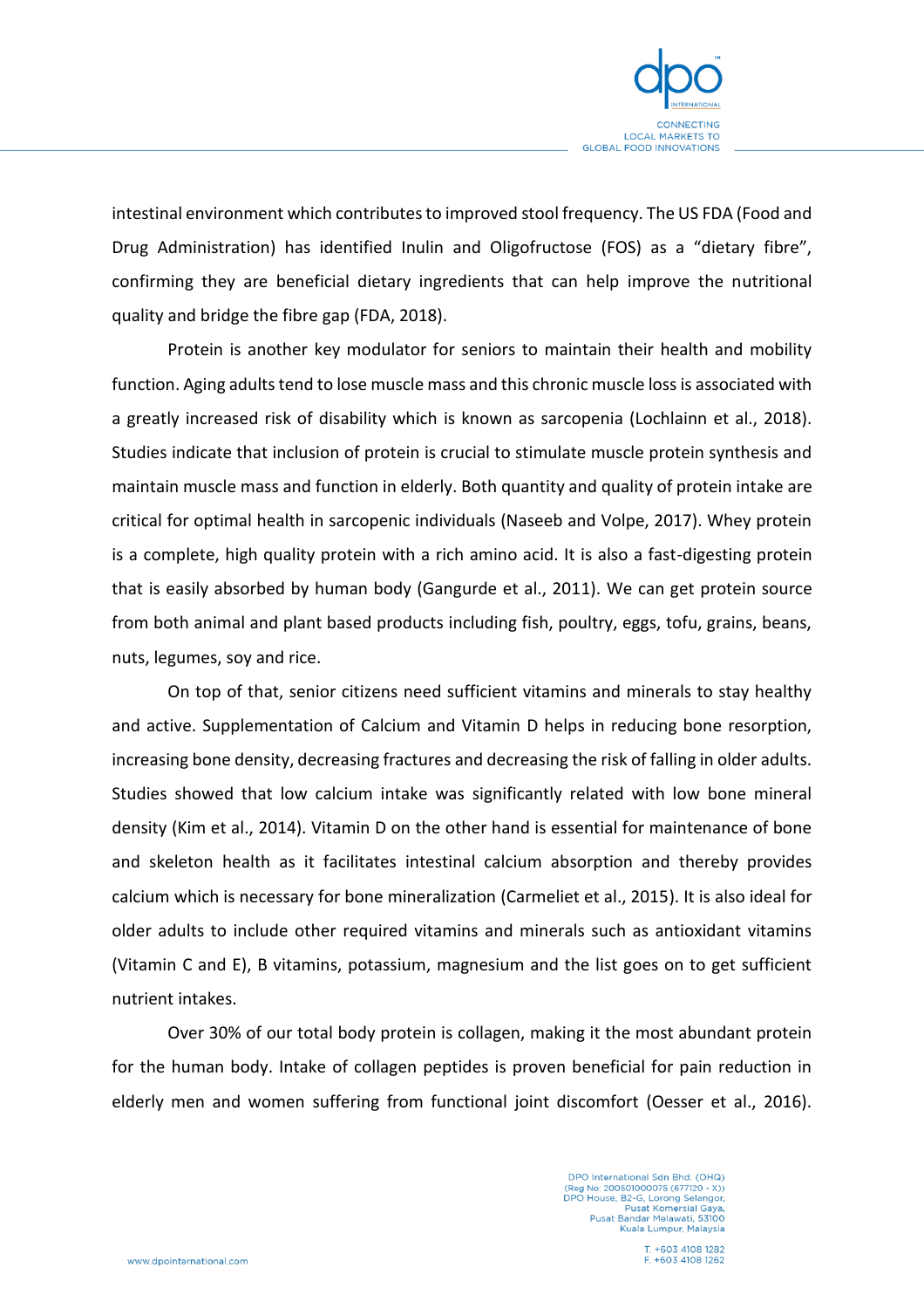intestinal environment which contributes to improved stool frequency. The US FDA (Food and Drug Administration) has identified Inulin and Oligofructose (FOS) as a "dietary fibre", confirming they are beneficial dietary ingredients that can help improve the nutritional quality and bridge the fibre gap (FDA, 2018).

Protein is another key modulator for seniors to maintain their health and mobility function. Aging adults tend to lose muscle mass and this chronic muscle loss is associated with a greatly increased risk of disability which is known as sarcopenia (Lochlainn et al., 2018). Studies indicate that inclusion of protein is crucial to stimulate muscle protein synthesis and maintain muscle mass and function in elderly. Both quantity and quality of protein intake are critical for optimal health in sarcopenic individuals (Naseeb and Volpe, 2017). Whey protein is a complete, high quality protein with a rich amino acid. It is also a fast-digesting protein that is easily absorbed by human body (Gangurde et al., 2011). We can get protein source from both animal and plant based products including fish, poultry, eggs, tofu, grains, beans, nuts, legumes, soy and rice.

On top of that, senior citizens need sufficient vitamins and minerals to stay healthy and active. Supplementation of Calcium and Vitamin D helps in reducing bone resorption, increasing bone density, decreasing fractures and decreasing the risk of falling in older adults. Studies showed that low calcium intake was significantly related with low bone mineral density (Kim et al., 2014). Vitamin D on the other hand is essential for maintenance of bone and skeleton health as it facilitates intestinal calcium absorption and thereby provides calcium which is necessary for bone mineralization (Carmeliet et al., 2015). It is also ideal for older adults to include other required vitamins and minerals such as antioxidant vitamins (Vitamin C and E), B vitamins, potassium, magnesium and the list goes on to get sufficient nutrient intakes.

Over 30% of our total body protein is collagen, making it the most abundant protein for the human body. Intake of collagen peptides is proven beneficial for pain reduction in elderly men and women suffering from functional joint discomfort (Oesser et al., 2016).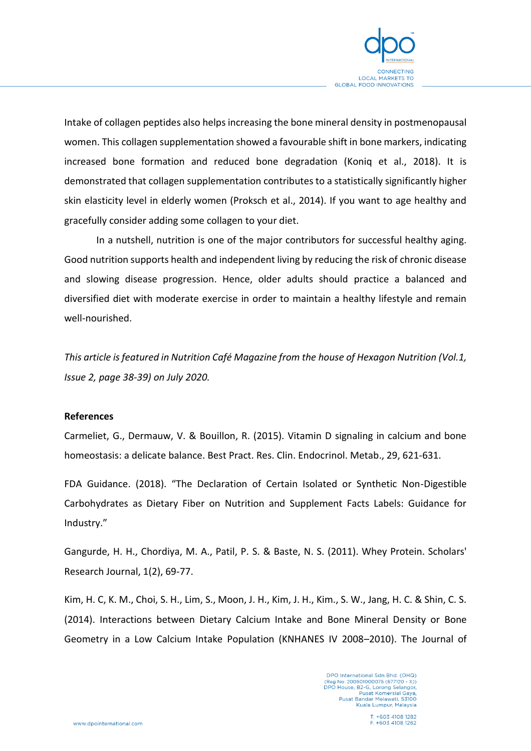Intake of collagen peptides also helps increasing the bone mineral density in postmenopausal women. This collagen supplementation showed a favourable shift in bone markers, indicating increased bone formation and reduced bone degradation (Koniq et al., 2018). It is demonstrated that collagen supplementation contributes to a statistically significantly higher skin elasticity level in elderly women (Proksch et al., 2014). If you want to age healthy and gracefully consider adding some collagen to your diet.

In a nutshell, nutrition is one of the major contributors for successful healthy aging. Good nutrition supports health and independent living by reducing the risk of chronic disease and slowing disease progression. Hence, older adults should practice a balanced and diversified diet with moderate exercise in order to maintain a healthy lifestyle and remain well-nourished.

*This article is featured in Nutrition Café Magazine from the house of Hexagon Nutrition (Vol.1, Issue 2, page 38-39) on July 2020.*

**References**

Carmeliet, G., Dermauw, V. & Bouillon, R. (2015). Vitamin D signaling in calcium and bone homeostasis: a delicate balance. Best Pract. Res. Clin. Endocrinol. Metab., 29, 621-631.

FDA Guidance. (2018). "The Declaration of Certain Isolated or Synthetic Non-Digestible Carbohydrates as Dietary Fiber on Nutrition and Supplement Facts Labels: Guidance for Industry."

Gangurde, H. H., Chordiya, M. A., Patil, P. S. & Baste, N. S. (2011). Whey Protein. Scholars' Research Journal, 1(2), 69-77.

Kim, H. C, K. M., Choi, S. H., Lim, S., Moon, J. H., Kim, J. H., Kim., S. W., Jang, H. C. & Shin, C. S. (2014). Interactions between Dietary Calcium Intake and Bone Mineral Density or Bone Geometry in a Low Calcium Intake Population (KNHANES IV 2008–2010). The Journal of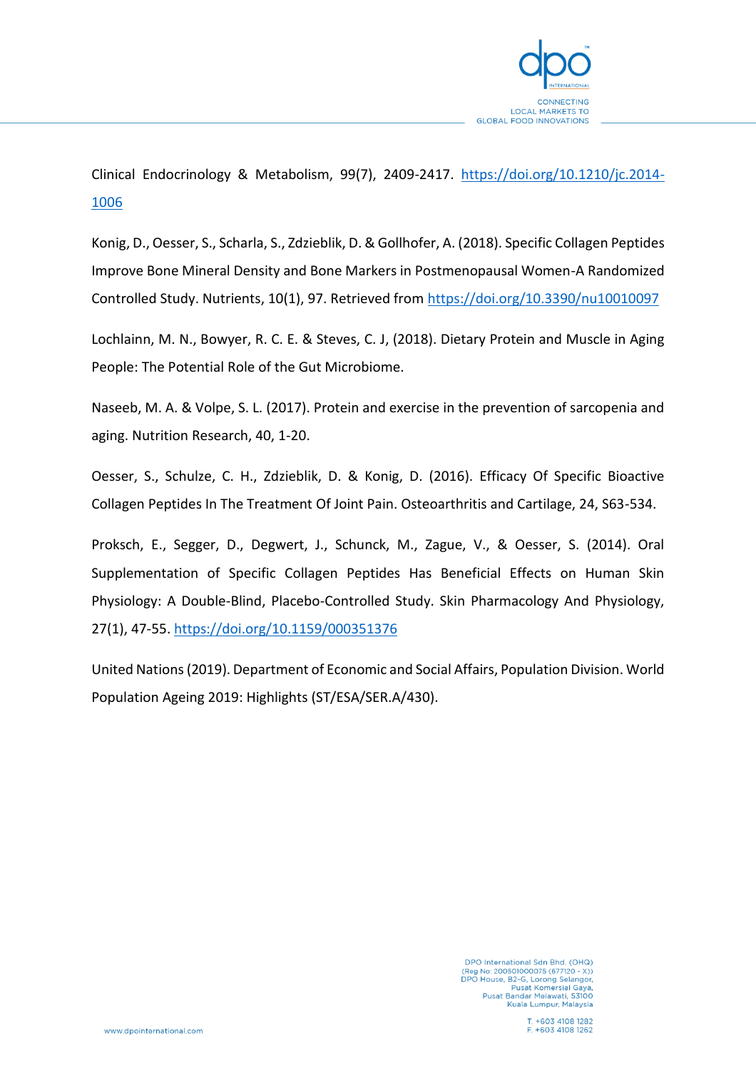Clinical Endocrinology & Metabolism, 99(7), 2409-2417. https://doi.org/10.1210/jc.2014-1006

Konig, D., Oesser, S., Scharla, S., Zdzieblik, D. & Gollhofer, A. (2018). Specific Collagen Peptides Improve Bone Mineral Density and Bone Markers in Postmenopausal Women-A Randomized Controlled Study. Nutrients, 10(1), 97. Retrieved from https://doi.org/10.3390/nu10010097

Lochlainn, M. N., Bowyer, R. C. E. & Steves, C. J, (2018). Dietary Protein and Muscle in Aging People: The Potential Role of the Gut Microbiome.

Naseeb, M. A. & Volpe, S. L. (2017). Protein and exercise in the prevention of sarcopenia and aging. Nutrition Research, 40, 1-20.

Oesser, S., Schulze, C. H., Zdzieblik, D. & Konig, D. (2016). Efficacy Of Specific Bioactive Collagen Peptides In The Treatment Of Joint Pain. Osteoarthritis and Cartilage, 24, S63-534.

Proksch, E., Segger, D., Degwert, J., Schunck, M., Zague, V., & Oesser, S. (2014). Oral Supplementation of Specific Collagen Peptides Has Beneficial Effects on Human Skin Physiology: A Double-Blind, Placebo-Controlled Study. Skin Pharmacology And Physiology, 27(1), 47-55. https://doi.org/10.1159/000351376

United Nations (2019). Department of Economic and Social Affairs, Population Division. World Population Ageing 2019: Highlights (ST/ESA/SER.A/430).